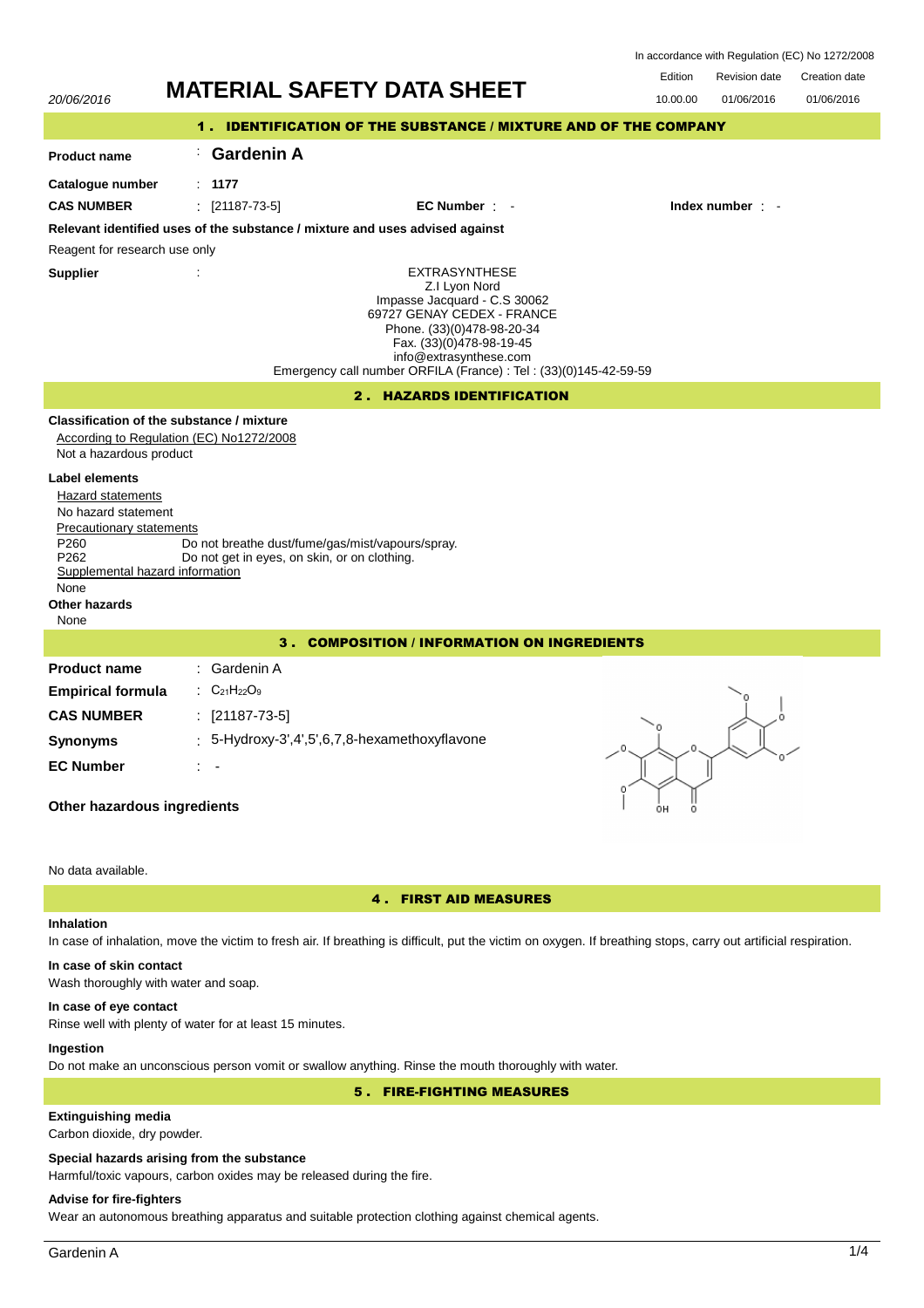In accordance with Regulation (EC) No 1272/2008

20/06/2016

# MATERIAL SAFETY DATA SHEET

| Edition | Revision date | Creation date |
|---|---|---|
| 10.00.00 | 01/06/2016 | 01/06/2016 |

## 1 . IDENTIFICATION OF THE SUBSTANCE / MIXTURE AND OF THE COMPANY

**Product name** : **Gardenin A**

**Catalogue number** : **1177**

**CAS NUMBER** : [21187-73-5] **EC Number** : - **Index number** : -

**Relevant identified uses of the substance / mixture and uses advised against**

Reagent for research use only

**Supplier** :

EXTRASYNTHESE
Z.I Lyon Nord
Impasse Jacquard - C.S 30062
69727 GENAY CEDEX - FRANCE
Phone. (33)(0)478-98-20-34
Fax. (33)(0)478-98-19-45
info@extrasynthese.com
Emergency call number ORFILA (France) : Tel : (33)(0)145-42-59-59

## 2 . HAZARDS IDENTIFICATION

**Classification of the substance / mixture**

According to Regulation (EC) No1272/2008

Not a hazardous product

**Label elements**

Hazard statements

No hazard statement

Precautionary statements

P260 Do not breathe dust/fume/gas/mist/vapours/spray.
P262 Do not get in eyes, on skin, or on clothing.

Supplemental hazard information

None

**Other hazards**

None

## 3 . COMPOSITION / INFORMATION ON INGREDIENTS

**Product name** : Gardenin A

**Empirical formula** : $C_{21}H_{22}O_9$

**CAS NUMBER** : [21187-73-5]

**Synonyms** : 5-Hydroxy-3',4',5',6,7,8-hexamethoxyflavone

**EC Number** : -

**Other hazardous ingredients**

No data available.

## 4 . FIRST AID MEASURES

**Inhalation**

In case of inhalation, move the victim to fresh air. If breathing is difficult, put the victim on oxygen. If breathing stops, carry out artificial respiration.

**In case of skin contact**

Wash thoroughly with water and soap.

**In case of eye contact**

Rinse well with plenty of water for at least 15 minutes.

**Ingestion**

Do not make an unconscious person vomit or swallow anything. Rinse the mouth thoroughly with water.

## 5 . FIRE-FIGHTING MEASURES

**Extinguishing media**

Carbon dioxide, dry powder.

**Special hazards arising from the substance**

Harmful/toxic vapours, carbon oxides may be released during the fire.

**Advise for fire-fighters**

Wear an autonomous breathing apparatus and suitable protection clothing against chemical agents.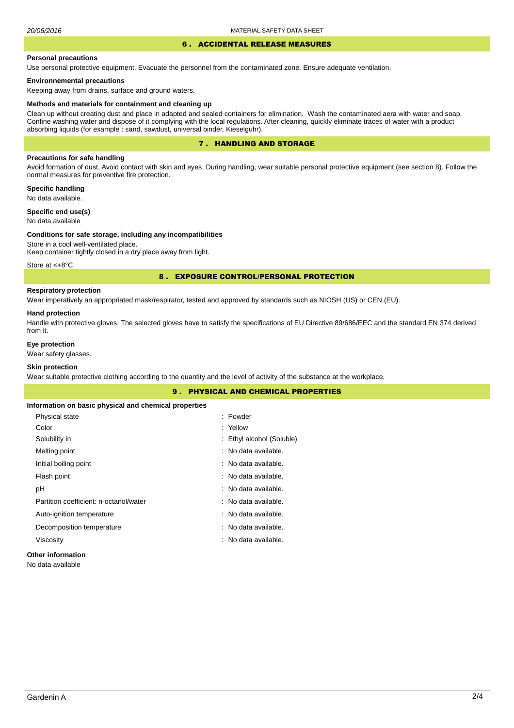## 6 . ACCIDENTAL RELEASE MEASURES

### Personal precautions

Use personal protective equipment. Evacuate the personnel from the contaminated zone. Ensure adequate ventilation.

### Environnemental precautions

Keeping away from drains, surface and ground waters.

### Methods and materials for containment and cleaning up

Clean up without creating dust and place in adapted and sealed containers for elimination. Wash the contaminated aera with water and soap. Confine washing water and dispose of it complying with the local regulations. After cleaning, quickly eliminate traces of water with a product absorbing liquids (for example : sand, sawdust, universal binder, Kieselguhr).

## 7 . HANDLING AND STORAGE

### Precautions for safe handling

Avoid formation of dust. Avoid contact with skin and eyes. During handling, wear suitable personal protective equipment (see section 8). Follow the normal measures for preventive fire protection.

### Specific handling

No data available.

### Specific end use(s)

No data available

### Conditions for safe storage, including any incompatibilities

Store in a cool well-ventilated place.
Keep container tightly closed in a dry place away from light.

Store at <+8°C

## 8 . EXPOSURE CONTROL/PERSONAL PROTECTION

### Respiratory protection

Wear imperatively an appropriated mask/respirator, tested and approved by standards such as NIOSH (US) or CEN (EU).

### Hand protection

Handle with protective gloves. The selected gloves have to satisfy the specifications of EU Directive 89/686/EEC and the standard EN 374 derived from it.

### Eye protection

Wear safety glasses.

### Skin protection

Wear suitable protective clothing according to the quantity and the level of activity of the substance at the workplace.

## 9 . PHYSICAL AND CHEMICAL PROPERTIES

### Information on basic physical and chemical properties

| | |
|---|---|
| Physical state | : Powder |
| Color | : Yellow |
| Solubility in | : Ethyl alcohol (Soluble) |
| Melting point | : No data available. |
| Initial boiling point | : No data available. |
| Flash point | : No data available. |
| pH | : No data available. |
| Partition coefficient: n-octanol/water | : No data available. |
| Auto-ignition temperature | : No data available. |
| Decomposition temperature | : No data available. |
| Viscosity | : No data available. |

### Other information

No data available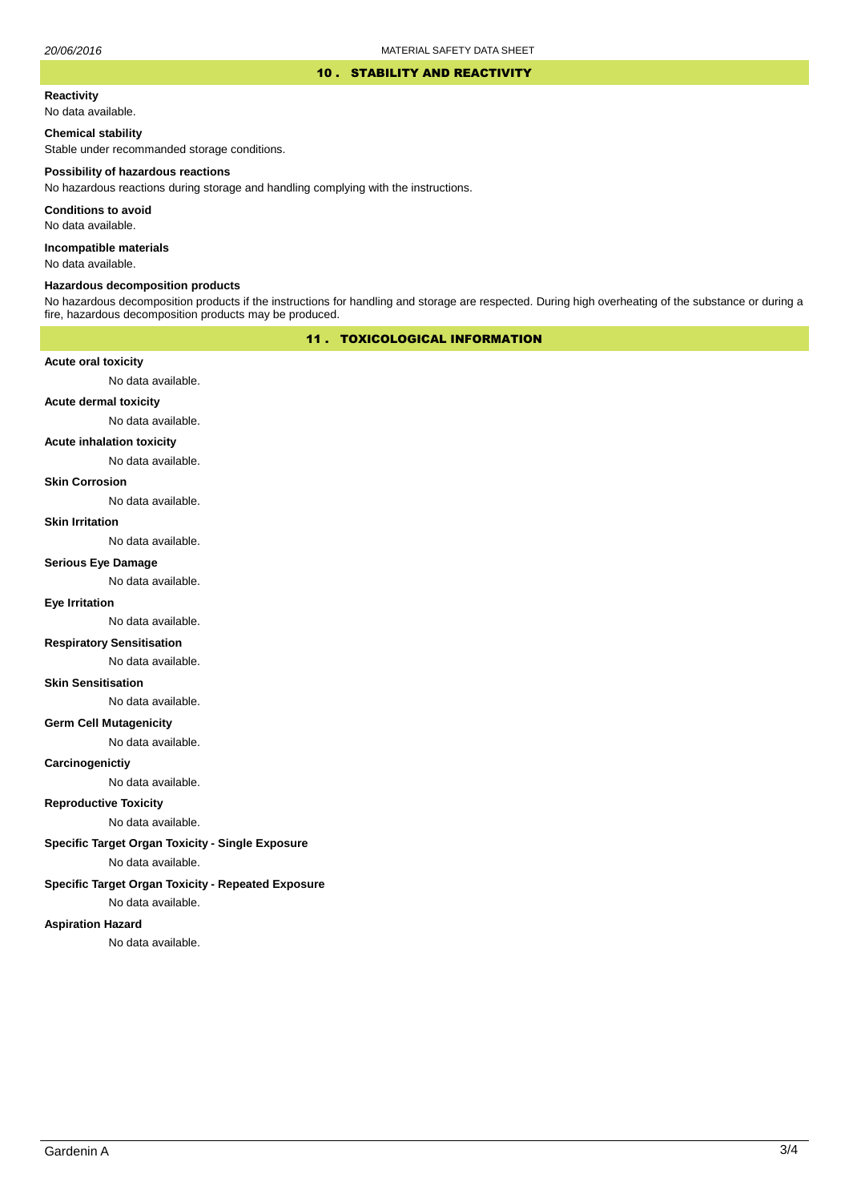## 10 . STABILITY AND REACTIVITY

**Reactivity**

No data available.

**Chemical stability**

Stable under recommanded storage conditions.

**Possibility of hazardous reactions**

No hazardous reactions during storage and handling complying with the instructions.

**Conditions to avoid**

No data available.

**Incompatible materials**

No data available.

**Hazardous decomposition products**

No hazardous decomposition products if the instructions for handling and storage are respected. During high overheating of the substance or during a fire, hazardous decomposition products may be produced.

## 11 . TOXICOLOGICAL INFORMATION

**Acute oral toxicity**

No data available.

**Acute dermal toxicity**

No data available.

**Acute inhalation toxicity**

No data available.

**Skin Corrosion**

No data available.

**Skin Irritation**

No data available.

**Serious Eye Damage**

No data available.

**Eye Irritation**

No data available.

**Respiratory Sensitisation**

No data available.

**Skin Sensitisation**

No data available.

**Germ Cell Mutagenicity**

No data available.

**Carcinogenictiy**

No data available.

**Reproductive Toxicity**

No data available.

**Specific Target Organ Toxicity - Single Exposure**

No data available.

**Specific Target Organ Toxicity - Repeated Exposure**

No data available.

**Aspiration Hazard**

No data available.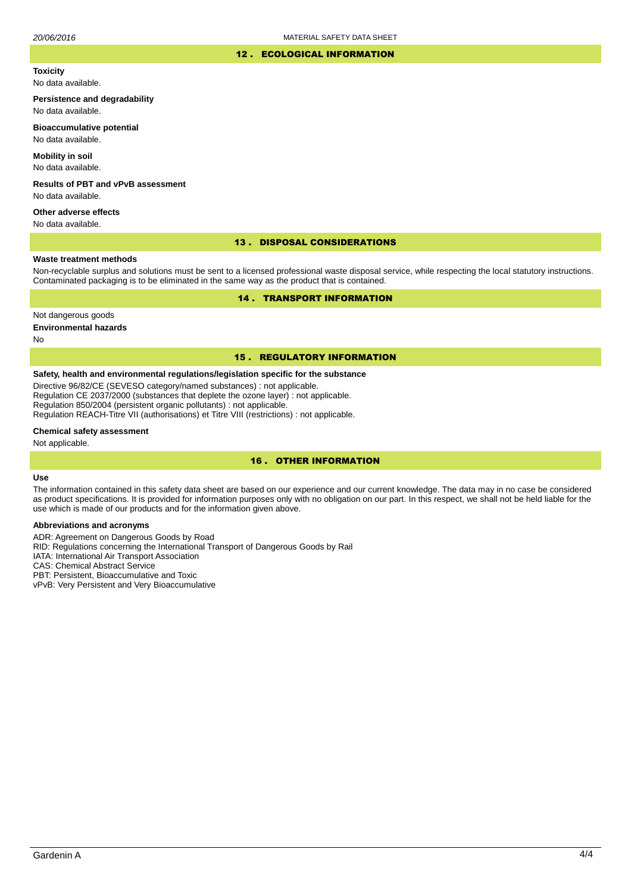## 12 . ECOLOGICAL INFORMATION

**Toxicity**

No data available.

**Persistence and degradability**

No data available.

**Bioaccumulative potential**

No data available.

**Mobility in soil**

No data available.

**Results of PBT and vPvB assessment**

No data available.

**Other adverse effects**

No data available.

## 13 . DISPOSAL CONSIDERATIONS

**Waste treatment methods**

Non-recyclable surplus and solutions must be sent to a licensed professional waste disposal service, while respecting the local statutory instructions. Contaminated packaging is to be eliminated in the same way as the product that is contained.

## 14 . TRANSPORT INFORMATION

Not dangerous goods

**Environmental hazards**

No

## 15 . REGULATORY INFORMATION

**Safety, health and environmental regulations/legislation specific for the substance**

Directive 96/82/CE (SEVESO category/named substances) : not applicable.
Regulation CE 2037/2000 (substances that deplete the ozone layer) : not applicable.
Regulation 850/2004 (persistent organic pollutants) : not applicable.
Regulation REACH-Titre VII (authorisations) et Titre VIII (restrictions) : not applicable.

**Chemical safety assessment**

Not applicable.

## 16 . OTHER INFORMATION

**Use**

The information contained in this safety data sheet are based on our experience and our current knowledge. The data may in no case be considered as product specifications. It is provided for information purposes only with no obligation on our part. In this respect, we shall not be held liable for the use which is made of our products and for the information given above.

**Abbreviations and acronyms**

ADR: Agreement on Dangerous Goods by Road
RID: Regulations concerning the International Transport of Dangerous Goods by Rail
IATA: International Air Transport Association
CAS: Chemical Abstract Service
PBT: Persistent, Bioaccumulative and Toxic
vPvB: Very Persistent and Very Bioaccumulative